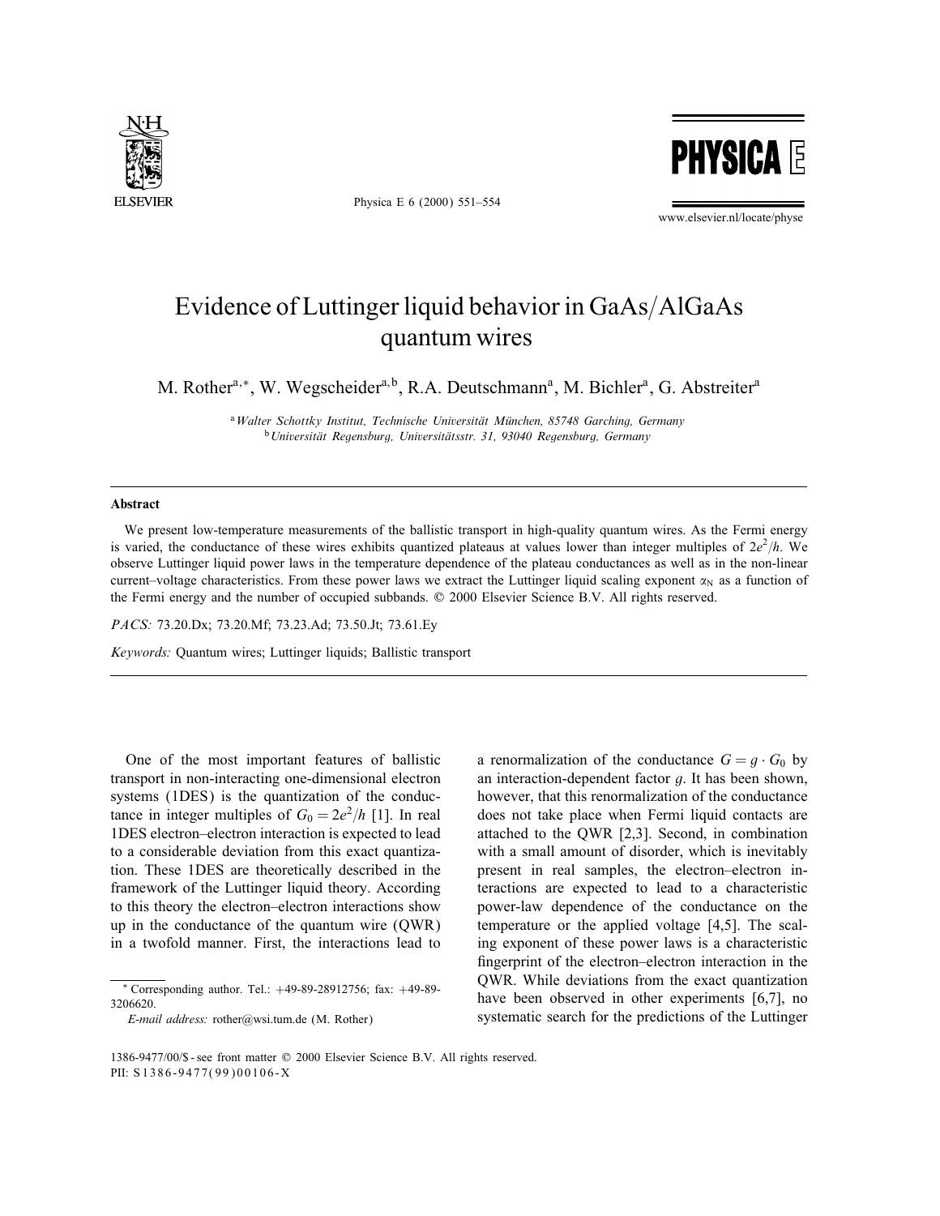# Evidence of Luttinger liquid behavior in GaAs/AlGaAs quantum wires

M. Rother[a,*], W. Wegscheider[a,b], R.A. Deutschmann[a], M. Bichler[a], G. Abstreiter[a]

[a] *Walter Schottky Institut, Technische Universität München, 85748 Garching, Germany*
[b] *Universität Regensburg, Universitätsstr. 31, 93040 Regensburg, Germany*

## Abstract

We present low-temperature measurements of the ballistic transport in high-quality quantum wires. As the Fermi energy is varied, the conductance of these wires exhibits quantized plateaus at values lower than integer multiples of $2e^2/h$. We observe Luttinger liquid power laws in the temperature dependence of the plateau conductances as well as in the non-linear current–voltage characteristics. From these power laws we extract the Luttinger liquid scaling exponent $\alpha_N$ as a function of the Fermi energy and the number of occupied subbands. © 2000 Elsevier Science B.V. All rights reserved.

*PACS:* 73.20.Dx; 73.20.Mf; 73.23.Ad; 73.50.Jt; 73.61.Ey

*Keywords:* Quantum wires; Luttinger liquids; Ballistic transport

One of the most important features of ballistic transport in non-interacting one-dimensional electron systems (1DES) is the quantization of the conductance in integer multiples of $G_0 = 2e^2/h$ [1]. In real 1DES electron–electron interaction is expected to lead to a considerable deviation from this exact quantization. These 1DES are theoretically described in the framework of the Luttinger liquid theory. According to this theory the electron–electron interactions show up in the conductance of the quantum wire (QWR) in a twofold manner. First, the interactions lead to a renormalization of the conductance $G = g \cdot G_0$ by an interaction-dependent factor $g$. It has been shown, however, that this renormalization of the conductance does not take place when Fermi liquid contacts are attached to the QWR [2,3]. Second, in combination with a small amount of disorder, which is inevitably present in real samples, the electron–electron interactions are expected to lead to a characteristic power-law dependence of the conductance on the temperature or the applied voltage [4,5]. The scaling exponent of these power laws is a characteristic fingerprint of the electron–electron interaction in the QWR. While deviations from the exact quantization have been observed in other experiments [6,7], no systematic search for the predictions of the Luttinger

\* Corresponding author. Tel.: +49-89-28912756; fax: +49-89-3206620.
*E-mail address:* rother@wsi.tum.de (M. Rother)

1386-9477/00/$ - see front matter © 2000 Elsevier Science B.V. All rights reserved.
PII: S1386-9477(99)00106-X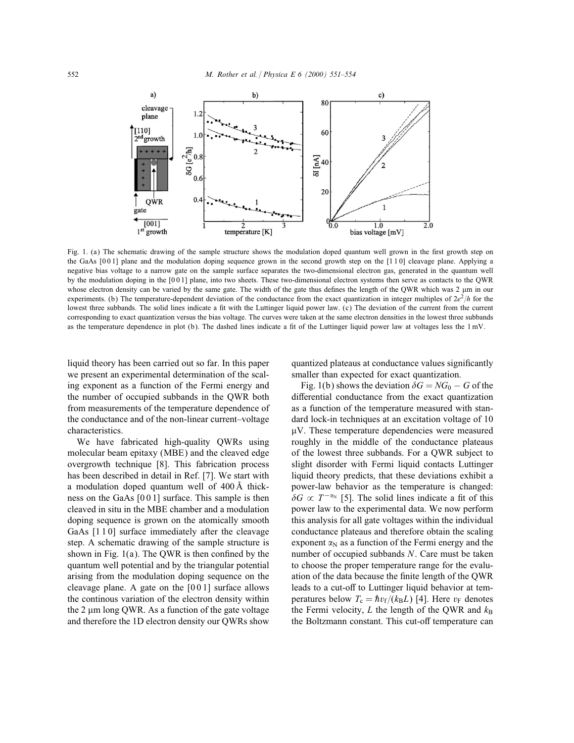Fig. 1. (a) The schematic drawing of the sample structure shows the modulation doped quantum well grown in the first growth step on the GaAs [0 0 1] plane and the modulation doping sequence grown in the second growth step on the [1 1 0] cleavage plane. Applying a negative bias voltage to a narrow gate on the sample surface separates the two-dimensional electron gas, generated in the quantum well by the modulation doping in the [0 0 1] plane, into two sheets. These two-dimensional electron systems then serve as contacts to the QWR whose electron density can be varied by the same gate. The width of the gate thus defines the length of the QWR which was 2 μm in our experiments. (b) The temperature-dependent deviation of the conductance from the exact quantization in integer multiples of $2e^2/h$ for the lowest three subbands. The solid lines indicate a fit with the Luttinger liquid power law. (c) The deviation of the current from the current corresponding to exact quantization versus the bias voltage. The curves were taken at the same electron densities in the lowest three subbands as the temperature dependence in plot (b). The dashed lines indicate a fit of the Luttinger liquid power law at voltages less the 1 mV.

liquid theory has been carried out so far. In this paper we present an experimental determination of the scaling exponent as a function of the Fermi energy and the number of occupied subbands in the QWR both from measurements of the temperature dependence of the conductance and of the non-linear current–voltage characteristics.

We have fabricated high-quality QWRs using molecular beam epitaxy (MBE) and the cleaved edge overgrowth technique [8]. This fabrication process has been described in detail in Ref. [7]. We start with a modulation doped quantum well of 400 Å thickness on the GaAs [0 0 1] surface. This sample is then cleaved in situ in the MBE chamber and a modulation doping sequence is grown on the atomically smooth GaAs [1 1 0] surface immediately after the cleavage step. A schematic drawing of the sample structure is shown in Fig. 1(a). The QWR is then confined by the quantum well potential and by the triangular potential arising from the modulation doping sequence on the cleavage plane. A gate on the [0 0 1] surface allows the continous variation of the electron density within the 2 μm long QWR. As a function of the gate voltage and therefore the 1D electron density our QWRs show quantized plateaus at conductance values significantly smaller than expected for exact quantization.

Fig. 1(b) shows the deviation $\delta G = NG_0 - G$ of the differential conductance from the exact quantization as a function of the temperature measured with standard lock-in techniques at an excitation voltage of 10 μV. These temperature dependencies were measured roughly in the middle of the conductance plateaus of the lowest three subbands. For a QWR subject to slight disorder with Fermi liquid contacts Luttinger liquid theory predicts, that these deviations exhibit a power-law behavior as the temperature is changed: $\delta G \propto T^{-\alpha_N}$ [5]. The solid lines indicate a fit of this power law to the experimental data. We now perform this analysis for all gate voltages within the individual conductance plateaus and therefore obtain the scaling exponent $\alpha_N$ as a function of the Fermi energy and the number of occupied subbands $N$. Care must be taken to choose the proper temperature range for the evaluation of the data because the finite length of the QWR leads to a cut-off to Luttinger liquid behavior at temperatures below $T_c = \hbar v_f/(k_B L)$ [4]. Here $v_F$ denotes the Fermi velocity, $L$ the length of the QWR and $k_B$ the Boltzmann constant. This cut-off temperature can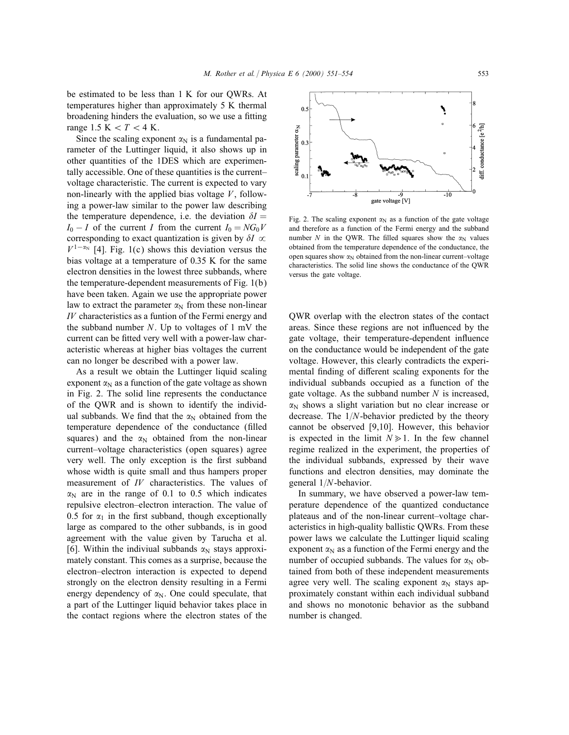be estimated to be less than 1 K for our QWRs. At temperatures higher than approximately 5 K thermal broadening hinders the evaluation, so we use a fitting range $1.5\ \mathrm{K} < T < 4\ \mathrm{K}$.

Since the scaling exponent $\alpha_N$ is a fundamental parameter of the Luttinger liquid, it also shows up in other quantities of the 1DES which are experimentally accessible. One of these quantities is the current–voltage characteristic. The current is expected to vary non-linearly with the applied bias voltage $V$, following a power-law similar to the power law describing the temperature dependence, i.e. the deviation $\delta I = I_0 - I$ of the current $I$ from the current $I_0 = NG_0V$ corresponding to exact quantization is given by $\delta I \propto V^{1-\alpha_N}$ [4]. Fig. 1(c) shows this deviation versus the bias voltage at a temperature of 0.35 K for the same electron densities in the lowest three subbands, where the temperature-dependent measurements of Fig. 1(b) have been taken. Again we use the appropriate power law to extract the parameter $\alpha_N$ from these non-linear *IV* characteristics as a funtion of the Fermi energy and the subband number $N$. Up to voltages of 1 mV the current can be fitted very well with a power-law characteristic whereas at higher bias voltages the current can no longer be described with a power law.

As a result we obtain the Luttinger liquid scaling exponent $\alpha_N$ as a function of the gate voltage as shown in Fig. 2. The solid line represents the conductance of the QWR and is shown to identify the individual subbands. We find that the $\alpha_N$ obtained from the temperature dependence of the conductance (filled squares) and the $\alpha_N$ obtained from the non-linear current–voltage characteristics (open squares) agree very well. The only exception is the first subband whose width is quite small and thus hampers proper measurement of *IV* characteristics. The values of $\alpha_N$ are in the range of 0.1 to 0.5 which indicates repulsive electron–electron interaction. The value of 0.5 for $\alpha_1$ in the first subband, though exceptionally large as compared to the other subbands, is in good agreement with the value given by Tarucha et al. [6]. Within the indiviual subbands $\alpha_N$ stays approximately constant. This comes as a surprise, because the electron–electron interaction is expected to depend strongly on the electron density resulting in a Fermi energy dependency of $\alpha_N$. One could speculate, that a part of the Luttinger liquid behavior takes place in the contact regions where the electron states of the QWR overlap with the electron states of the contact areas. Since these regions are not influenced by the gate voltage, their temperature-dependent influence on the conductance would be independent of the gate voltage. However, this clearly contradicts the experimental finding of different scaling exponents for the individual subbands occupied as a function of the gate voltage. As the subband number $N$ is increased, $\alpha_N$ shows a slight variation but no clear increase or decrease. The $1/N$-behavior predicted by the theory cannot be observed [9,10]. However, this behavior is expected in the limit $N \gg 1$. In the few channel regime realized in the experiment, the properties of the individual subbands, expressed by their wave functions and electron densities, may dominate the general $1/N$-behavior.

Fig. 2. The scaling exponent $\alpha_N$ as a function of the gate voltage and therefore as a function of the Fermi energy and the subband number $N$ in the QWR. The filled squares show the $\alpha_N$ values obtained from the temperature dependence of the conductance, the open squares show $\alpha_N$ obtained from the non-linear current–voltage characteristics. The solid line shows the conductance of the QWR versus the gate voltage.

In summary, we have observed a power-law temperature dependence of the quantized conductance plateaus and of the non-linear current–voltage characteristics in high-quality ballistic QWRs. From these power laws we calculate the Luttinger liquid scaling exponent $\alpha_N$ as a function of the Fermi energy and the number of occupied subbands. The values for $\alpha_N$ obtained from both of these independent measurements agree very well. The scaling exponent $\alpha_N$ stays approximately constant within each individual subband and shows no monotonic behavior as the subband number is changed.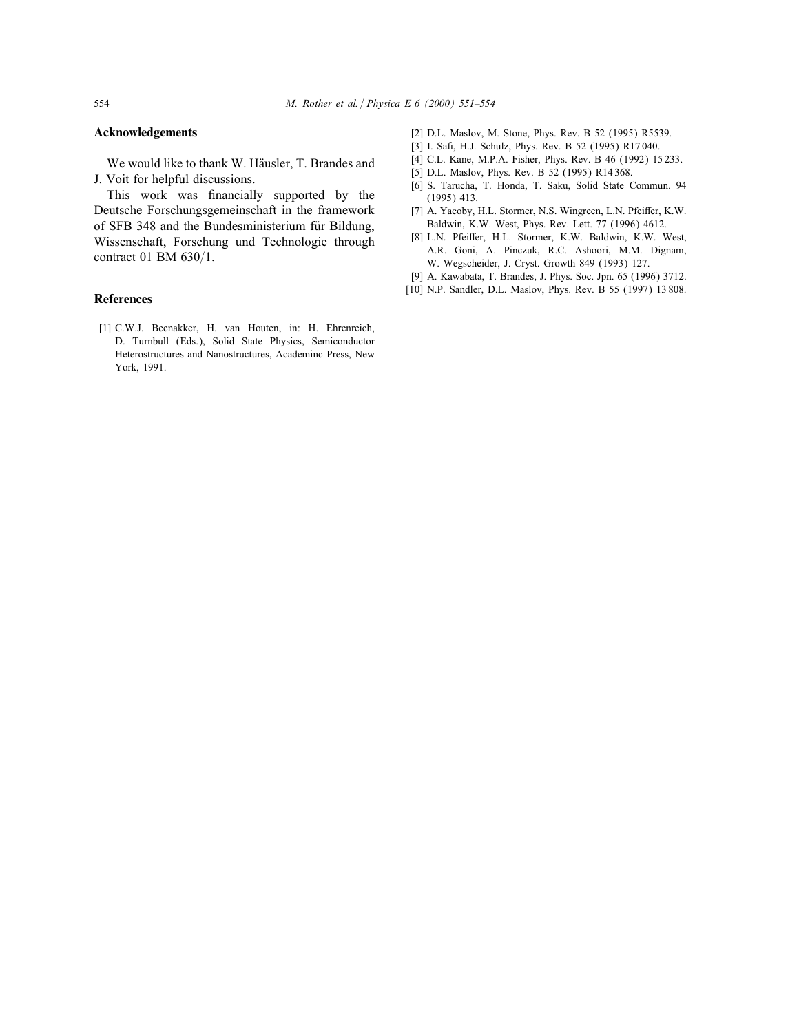## Acknowledgements

We would like to thank W. Häusler, T. Brandes and J. Voit for helpful discussions.

This work was financially supported by the Deutsche Forschungsgemeinschaft in the framework of SFB 348 and the Bundesministerium für Bildung, Wissenschaft, Forschung und Technologie through contract 01 BM 630/1.

## References

[1] C.W.J. Beenakker, H. van Houten, in: H. Ehrenreich, D. Turnbull (Eds.), Solid State Physics, Semiconductor Heterostructures and Nanostructures, Academinc Press, New York, 1991.

[2] D.L. Maslov, M. Stone, Phys. Rev. B 52 (1995) R5539.

[3] I. Safi, H.J. Schulz, Phys. Rev. B 52 (1995) R17 040.

[4] C.L. Kane, M.P.A. Fisher, Phys. Rev. B 46 (1992) 15 233.

[5] D.L. Maslov, Phys. Rev. B 52 (1995) R14 368.

[6] S. Tarucha, T. Honda, T. Saku, Solid State Commun. 94 (1995) 413.

[7] A. Yacoby, H.L. Stormer, N.S. Wingreen, L.N. Pfeiffer, K.W. Baldwin, K.W. West, Phys. Rev. Lett. 77 (1996) 4612.

[8] L.N. Pfeiffer, H.L. Stormer, K.W. Baldwin, K.W. West, A.R. Goni, A. Pinczuk, R.C. Ashoori, M.M. Dignam, W. Wegscheider, J. Cryst. Growth 849 (1993) 127.

[9] A. Kawabata, T. Brandes, J. Phys. Soc. Jpn. 65 (1996) 3712.

[10] N.P. Sandler, D.L. Maslov, Phys. Rev. B 55 (1997) 13 808.